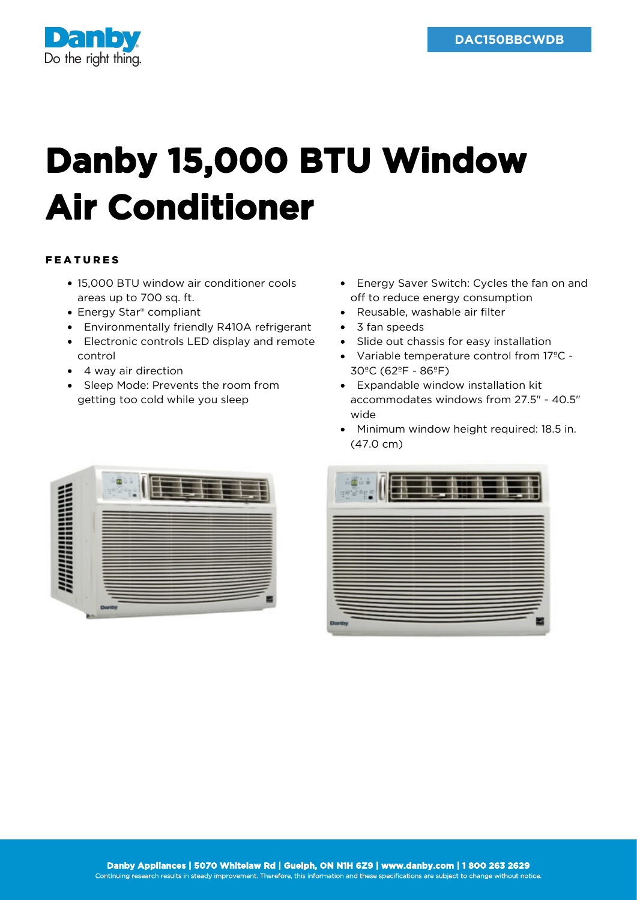DAC150BBCWDB

# Danby 15,000 BTU Window Air Conditioner

## FEATURES

- 15,000 BTU window air conditioner cools areas up to 700 sq. ft.
- Energy Star® compliant
- Environmentally friendly R410A refrigerant
- Electronic controls LED display and remote control
- 4 way air direction
- Sleep Mode: Prevents the room from getting too cold while you sleep
- Energy Saver Switch: Cycles the fan on and off to reduce energy consumption
- Reusable, washable air filter
- 3 fan speeds
- Slide out chassis for easy installation
- Variable temperature control from 17ºC - 30ºC (62ºF - 86ºF)
- Expandable window installation kit accommodates windows from 27.5" - 40.5" wide
- Minimum window height required: 18.5 in. (47.0 cm)

**Danby Appliances | 5070 Whitelaw Rd | Guelph, ON N1H 6Z9 | www.danby.com | 1 800 263 2629**

Continuing research results in steady improvement. Therefore, this information and these specifications are subject to change without notice.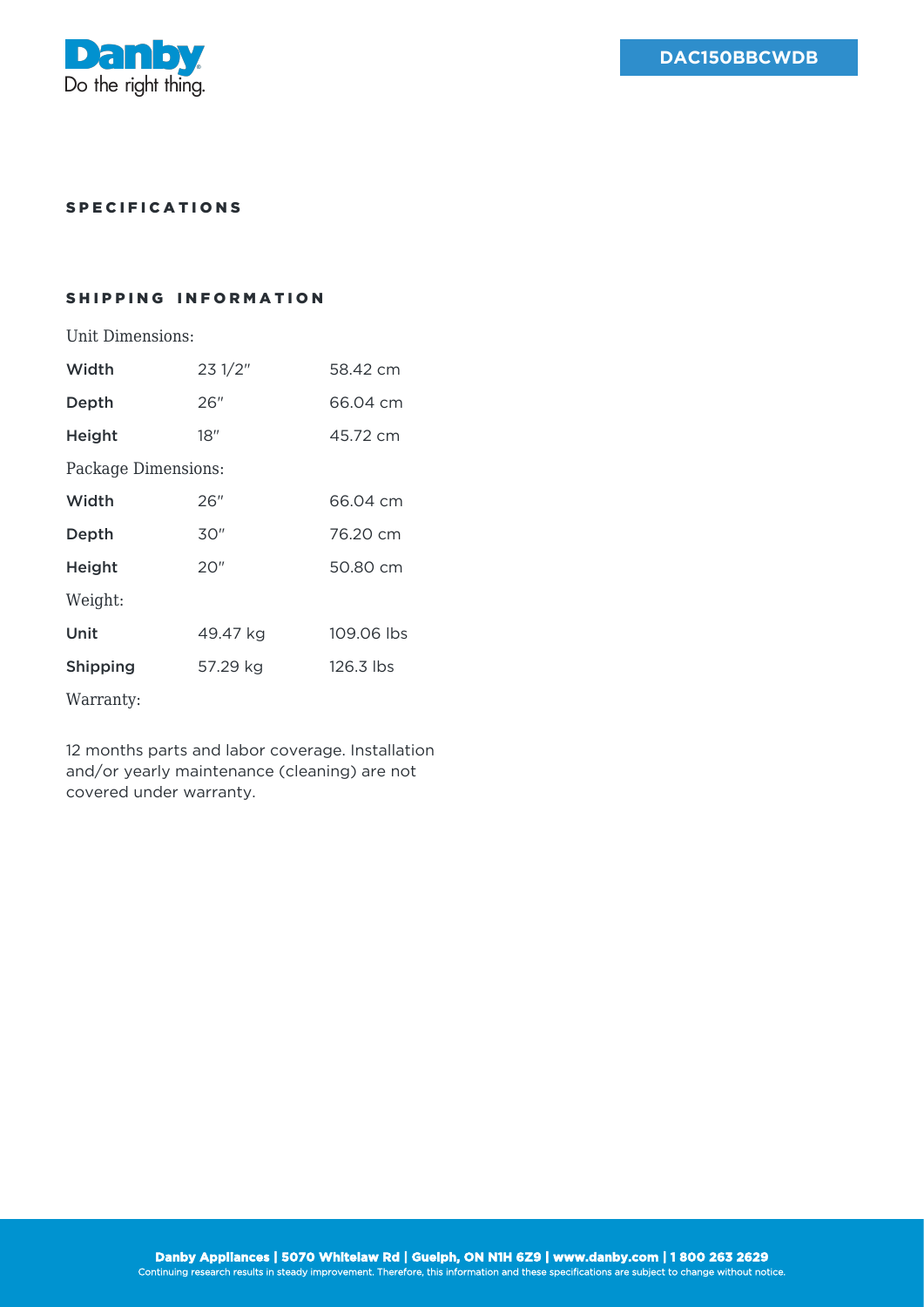## SPECIFICATIONS

### SHIPPING INFORMATION

Unit Dimensions:

| | | |
|---|---|---|
| **Width** | 23 1/2″ | 58.42 cm |
| **Depth** | 26″ | 66.04 cm |
| **Height** | 18″ | 45.72 cm |

Package Dimensions:

| | | |
|---|---|---|
| **Width** | 26″ | 66.04 cm |
| **Depth** | 30″ | 76.20 cm |
| **Height** | 20″ | 50.80 cm |

Weight:

| | | |
|---|---|---|
| **Unit** | 49.47 kg | 109.06 lbs |
| **Shipping** | 57.29 kg | 126.3 lbs |

Warranty:

12 months parts and labor coverage. Installation and/or yearly maintenance (cleaning) are not covered under warranty.

**Danby Appliances | 5070 Whitelaw Rd | Guelph, ON N1H 6Z9 | www.danby.com | 1 800 263 2629**

Continuing research results in steady improvement. Therefore, this information and these specifications are subject to change without notice.